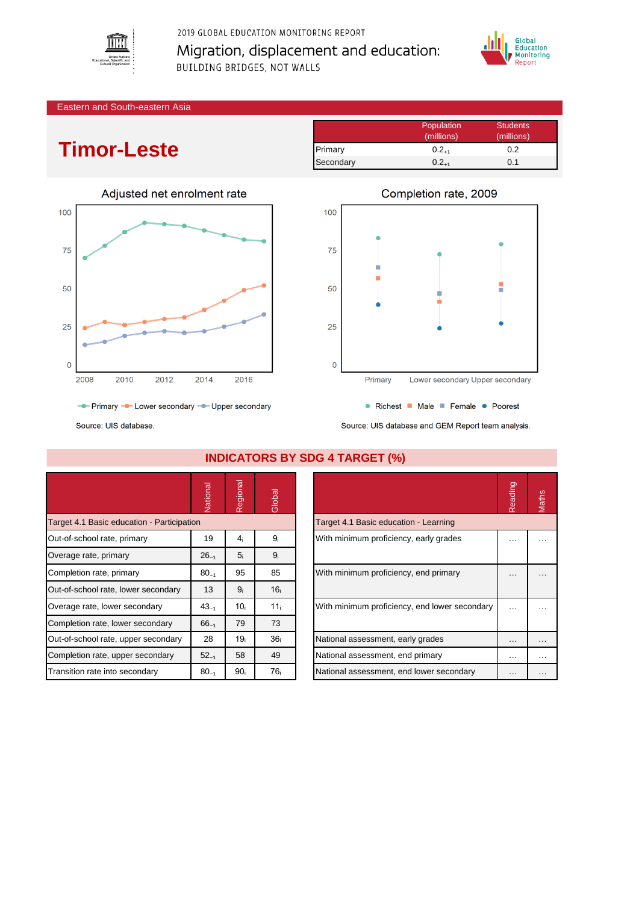2019 GLOBAL EDUCATION MONITORING REPORT

Migration, displacement and education: BUILDING BRIDGES, NOT WALLS

Eastern and South-eastern Asia

# Timor-Leste

| | Population (millions) | Students (millions) |
|---|---|---|
| Primary | $0.2_{+1}$ | 0.2 |
| Secondary | $0.2_{+1}$ | 0.1 |

## Adjusted net enrolment rate

Primary, Lower secondary, Upper secondary

Source: UIS database.

## Completion rate, 2009

Richest, Male, Female, Poorest

Source: UIS database and GEM Report team analysis.

## INDICATORS BY SDG 4 TARGET (%)

| | National | Regional | Global |
|---|---|---|---|
| **Target 4.1 Basic education - Participation** | | | |
| Out-of-school rate, primary | 19 | $4_{i}$ | $9_{i}$ |
| Overage rate, primary | $26_{-1}$ | $5_{i}$ | $9_{i}$ |
| Completion rate, primary | $80_{-1}$ | 95 | 85 |
| Out-of-school rate, lower secondary | 13 | $9_{i}$ | $16_{i}$ |
| Overage rate, lower secondary | $43_{-1}$ | $10_{i}$ | $11_{i}$ |
| Completion rate, lower secondary | $66_{-1}$ | 79 | 73 |
| Out-of-school rate, upper secondary | 28 | $19_{i}$ | $36_{i}$ |
| Completion rate, upper secondary | $52_{-1}$ | 58 | 49 |
| Transition rate into secondary | $80_{-1}$ | $90_{i}$ | $76_{i}$ |

| | Reading | Maths |
|---|---|---|
| **Target 4.1 Basic education - Learning** | | |
| With minimum proficiency, early grades | … | … |
| With minimum proficiency, end primary | … | … |
| With minimum proficiency, end lower secondary | … | … |
| National assessment, early grades | … | … |
| National assessment, end primary | … | … |
| National assessment, end lower secondary | … | … |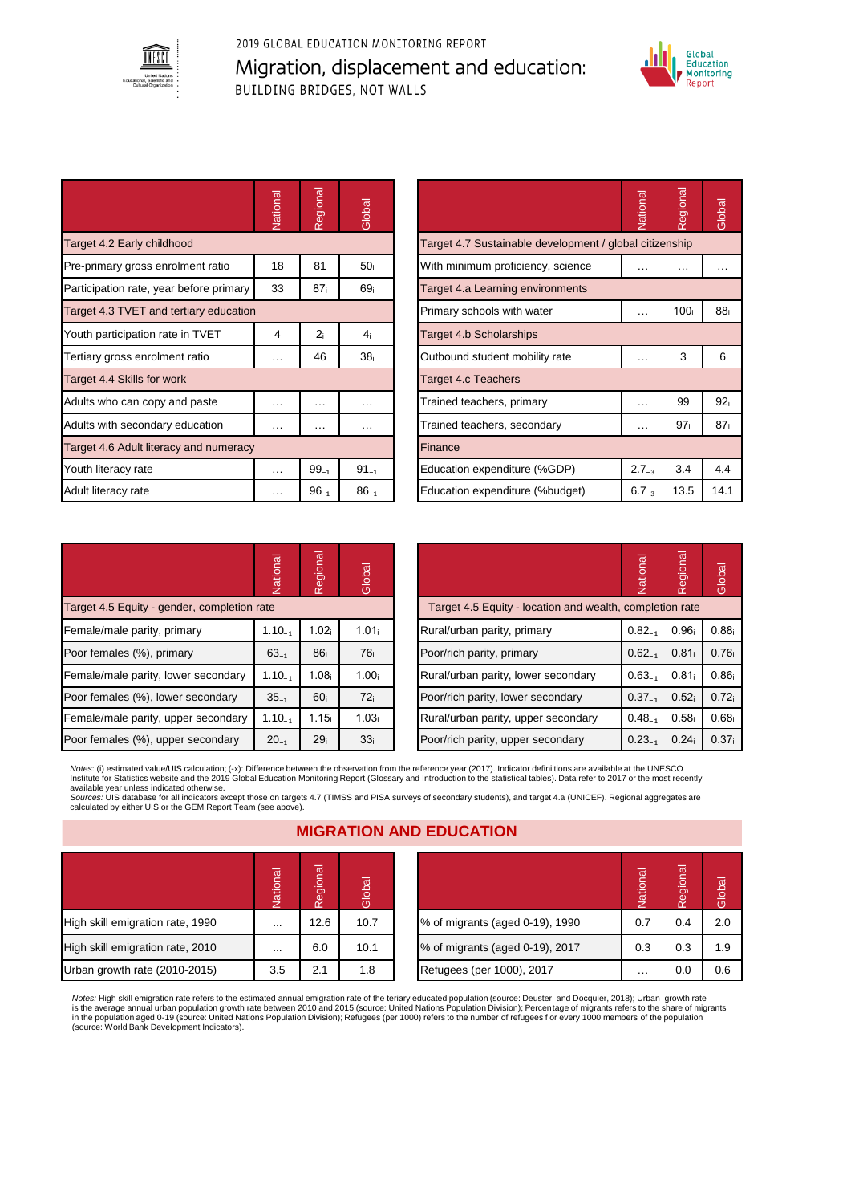2019 GLOBAL EDUCATION MONITORING REPORT

# Migration, displacement and education:

BUILDING BRIDGES, NOT WALLS

| | National | Regional | Global |
|---|---|---|---|
| Target 4.2 Early childhood | | | |
| Pre-primary gross enrolment ratio | 18 | 81 | $50_i$ |
| Participation rate, year before primary | 33 | $87_i$ | $69_i$ |
| Target 4.3 TVET and tertiary education | | | |
| Youth participation rate in TVET | 4 | $2_i$ | $4_i$ |
| Tertiary gross enrolment ratio | … | 46 | $38_i$ |
| Target 4.4 Skills for work | | | |
| Adults who can copy and paste | … | … | … |
| Adults with secondary education | … | … | … |
| Target 4.6 Adult literacy and numeracy | | | |
| Youth literacy rate | … | $99_{-1}$ | $91_{-1}$ |
| Adult literacy rate | … | $96_{-1}$ | $86_{-1}$ |

| | National | Regional | Global |
|---|---|---|---|
| Target 4.7 Sustainable development / global citizenship | | | |
| With minimum proficiency, science | … | … | … |
| Target 4.a Learning environments | | | |
| Primary schools with water | … | $100_i$ | $88_i$ |
| Target 4.b Scholarships | | | |
| Outbound student mobility rate | … | 3 | 6 |
| Target 4.c Teachers | | | |
| Trained teachers, primary | … | 99 | $92_i$ |
| Trained teachers, secondary | … | $97_i$ | $87_i$ |
| Finance | | | |
| Education expenditure (%GDP) | $2.7_{-3}$ | 3.4 | 4.4 |
| Education expenditure (%budget) | $6.7_{-3}$ | 13.5 | 14.1 |

| | National | Regional | Global |
|---|---|---|---|
| Target 4.5 Equity - gender, completion rate | | | |
| Female/male parity, primary | $1.10_{-1}$ | $1.02_i$ | $1.01_i$ |
| Poor females (%), primary | $63_{-1}$ | $86_i$ | $76_i$ |
| Female/male parity, lower secondary | $1.10_{-1}$ | $1.08_i$ | $1.00_i$ |
| Poor females (%), lower secondary | $35_{-1}$ | $60_i$ | $72_i$ |
| Female/male parity, upper secondary | $1.10_{-1}$ | $1.15_i$ | $1.03_i$ |
| Poor females (%), upper secondary | $20_{-1}$ | $29_i$ | $33_i$ |

| | National | Regional | Global |
|---|---|---|---|
| Target 4.5 Equity - location and wealth, completion rate | | | |
| Rural/urban parity, primary | $0.82_{-1}$ | $0.96_i$ | $0.88_i$ |
| Poor/rich parity, primary | $0.62_{-1}$ | $0.81_i$ | $0.76_i$ |
| Rural/urban parity, lower secondary | $0.63_{-1}$ | $0.81_i$ | $0.86_i$ |
| Poor/rich parity, lower secondary | $0.37_{-1}$ | $0.52_i$ | $0.72_i$ |
| Rural/urban parity, upper secondary | $0.48_{-1}$ | $0.58_i$ | $0.68_i$ |
| Poor/rich parity, upper secondary | $0.23_{-1}$ | $0.24_i$ | $0.37_i$ |

*Notes*: (i) estimated value/UIS calculation; (-x): Difference between the observation from the reference year (2017). Indicator defini tions are available at the UNESCO Institute for Statistics website and the 2019 Global Education Monitoring Report (Glossary and Introduction to the statistical tables). Data refer to 2017 or the most recently available year unless indicated otherwise.
*Sources*: UIS database for all indicators except those on targets 4.7 (TIMSS and PISA surveys of secondary students), and target 4.a (UNICEF). Regional aggregates are calculated by either UIS or the GEM Report Team (see above).

## MIGRATION AND EDUCATION

| | National | Regional | Global |
|---|---|---|---|
| High skill emigration rate, 1990 | ... | 12.6 | 10.7 |
| High skill emigration rate, 2010 | ... | 6.0 | 10.1 |
| Urban growth rate (2010-2015) | 3.5 | 2.1 | 1.8 |

| | National | Regional | Global |
|---|---|---|---|
| % of migrants (aged 0-19), 1990 | 0.7 | 0.4 | 2.0 |
| % of migrants (aged 0-19), 2017 | 0.3 | 0.3 | 1.9 |
| Refugees (per 1000), 2017 | … | 0.0 | 0.6 |

*Notes*: High skill emigration rate refers to the estimated annual emigration rate of the teriary educated population (source: Deuster and Docquier, 2018); Urban growth rate is the average annual urban population growth rate between 2010 and 2015 (source: United Nations Population Division); Percentage of migrants refers to the share of migrants in the population aged 0-19 (source: United Nations Population Division); Refugees (per 1000) refers to the number of refugees f or every 1000 members of the population (source: World Bank Development Indicators).